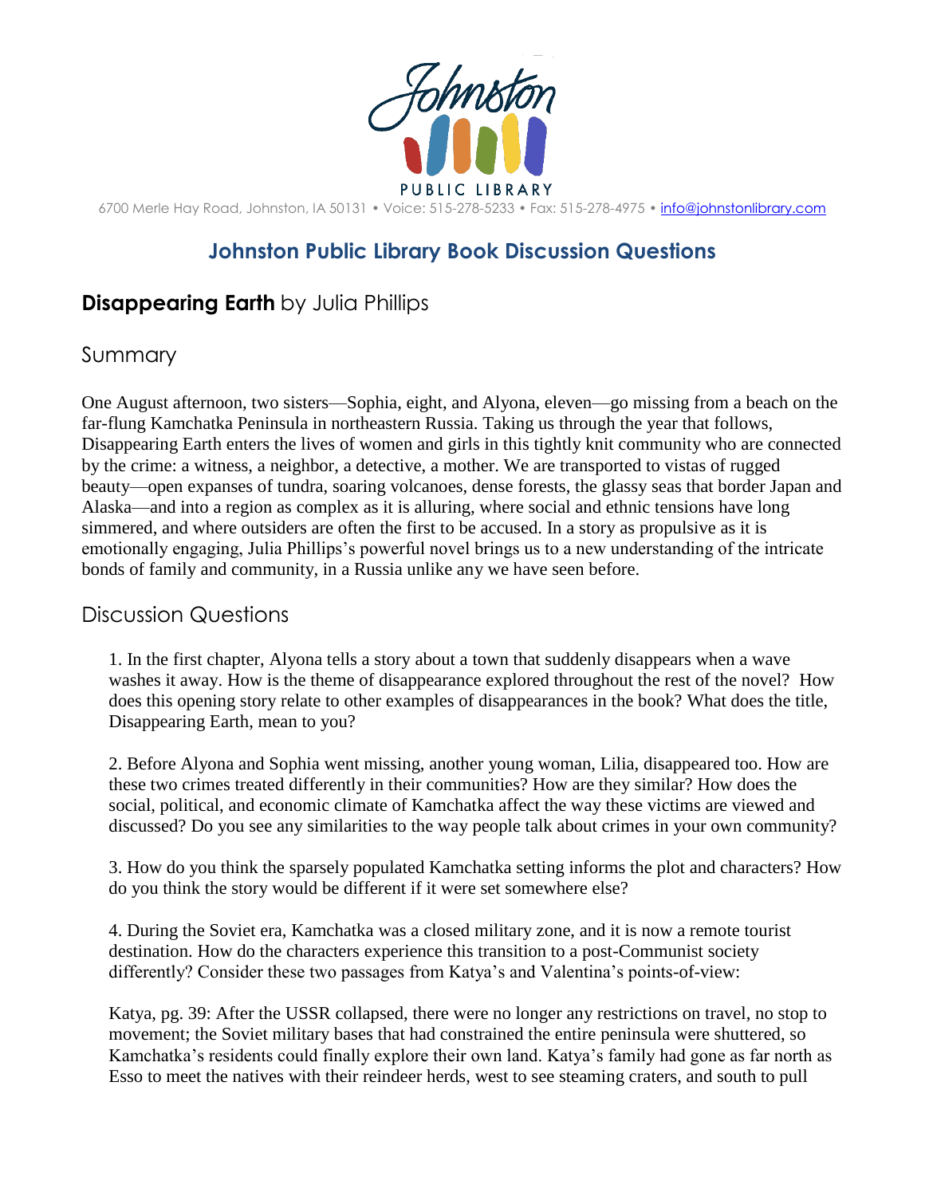Johnston PUBLIC LIBRARY

6700 Merle Hay Road, Johnston, IA 50131 • Voice: 515-278-5233 • Fax: 515-278-4975 • info@johnstonlibrary.com

## Johnston Public Library Book Discussion Questions

### **Disappearing Earth** by Julia Phillips

### Summary

One August afternoon, two sisters—Sophia, eight, and Alyona, eleven—go missing from a beach on the far-flung Kamchatka Peninsula in northeastern Russia. Taking us through the year that follows, Disappearing Earth enters the lives of women and girls in this tightly knit community who are connected by the crime: a witness, a neighbor, a detective, a mother. We are transported to vistas of rugged beauty—open expanses of tundra, soaring volcanoes, dense forests, the glassy seas that border Japan and Alaska—and into a region as complex as it is alluring, where social and ethnic tensions have long simmered, and where outsiders are often the first to be accused. In a story as propulsive as it is emotionally engaging, Julia Phillips's powerful novel brings us to a new understanding of the intricate bonds of family and community, in a Russia unlike any we have seen before.

### Discussion Questions

1. In the first chapter, Alyona tells a story about a town that suddenly disappears when a wave washes it away. How is the theme of disappearance explored throughout the rest of the novel? How does this opening story relate to other examples of disappearances in the book? What does the title, Disappearing Earth, mean to you?

2. Before Alyona and Sophia went missing, another young woman, Lilia, disappeared too. How are these two crimes treated differently in their communities? How are they similar? How does the social, political, and economic climate of Kamchatka affect the way these victims are viewed and discussed? Do you see any similarities to the way people talk about crimes in your own community?

3. How do you think the sparsely populated Kamchatka setting informs the plot and characters? How do you think the story would be different if it were set somewhere else?

4. During the Soviet era, Kamchatka was a closed military zone, and it is now a remote tourist destination. How do the characters experience this transition to a post-Communist society differently? Consider these two passages from Katya's and Valentina's points-of-view:

Katya, pg. 39: After the USSR collapsed, there were no longer any restrictions on travel, no stop to movement; the Soviet military bases that had constrained the entire peninsula were shuttered, so Kamchatka's residents could finally explore their own land. Katya's family had gone as far north as Esso to meet the natives with their reindeer herds, west to see steaming craters, and south to pull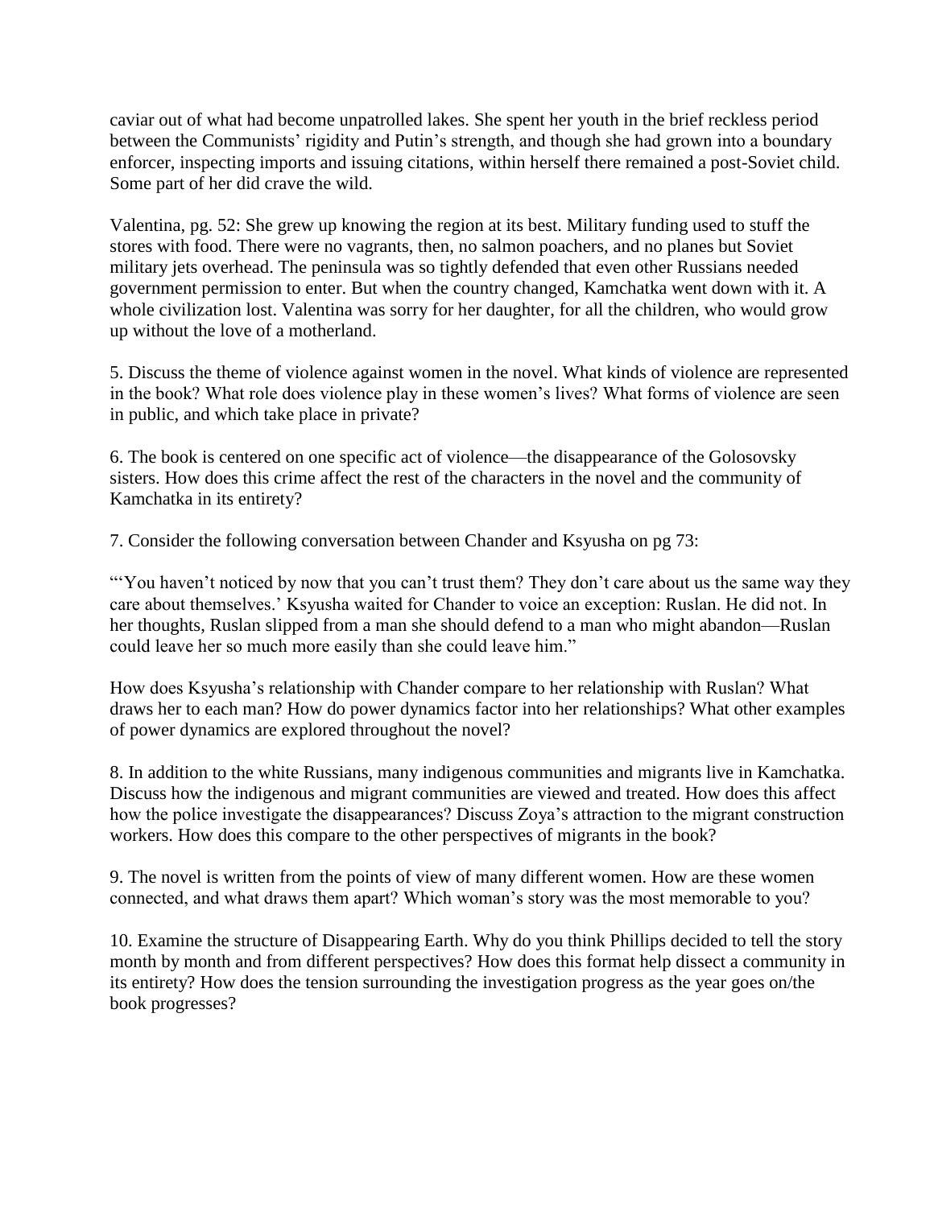caviar out of what had become unpatrolled lakes. She spent her youth in the brief reckless period between the Communists' rigidity and Putin's strength, and though she had grown into a boundary enforcer, inspecting imports and issuing citations, within herself there remained a post-Soviet child. Some part of her did crave the wild.

Valentina, pg. 52: She grew up knowing the region at its best. Military funding used to stuff the stores with food. There were no vagrants, then, no salmon poachers, and no planes but Soviet military jets overhead. The peninsula was so tightly defended that even other Russians needed government permission to enter. But when the country changed, Kamchatka went down with it. A whole civilization lost. Valentina was sorry for her daughter, for all the children, who would grow up without the love of a motherland.

5. Discuss the theme of violence against women in the novel. What kinds of violence are represented in the book? What role does violence play in these women's lives? What forms of violence are seen in public, and which take place in private?

6. The book is centered on one specific act of violence—the disappearance of the Golosovsky sisters. How does this crime affect the rest of the characters in the novel and the community of Kamchatka in its entirety?

7. Consider the following conversation between Chander and Ksyusha on pg 73:

"'You haven't noticed by now that you can't trust them? They don't care about us the same way they care about themselves.' Ksyusha waited for Chander to voice an exception: Ruslan. He did not. In her thoughts, Ruslan slipped from a man she should defend to a man who might abandon—Ruslan could leave her so much more easily than she could leave him."

How does Ksyusha's relationship with Chander compare to her relationship with Ruslan? What draws her to each man? How do power dynamics factor into her relationships? What other examples of power dynamics are explored throughout the novel?

8. In addition to the white Russians, many indigenous communities and migrants live in Kamchatka. Discuss how the indigenous and migrant communities are viewed and treated. How does this affect how the police investigate the disappearances? Discuss Zoya's attraction to the migrant construction workers. How does this compare to the other perspectives of migrants in the book?

9. The novel is written from the points of view of many different women. How are these women connected, and what draws them apart? Which woman's story was the most memorable to you?

10. Examine the structure of Disappearing Earth. Why do you think Phillips decided to tell the story month by month and from different perspectives? How does this format help dissect a community in its entirety? How does the tension surrounding the investigation progress as the year goes on/the book progresses?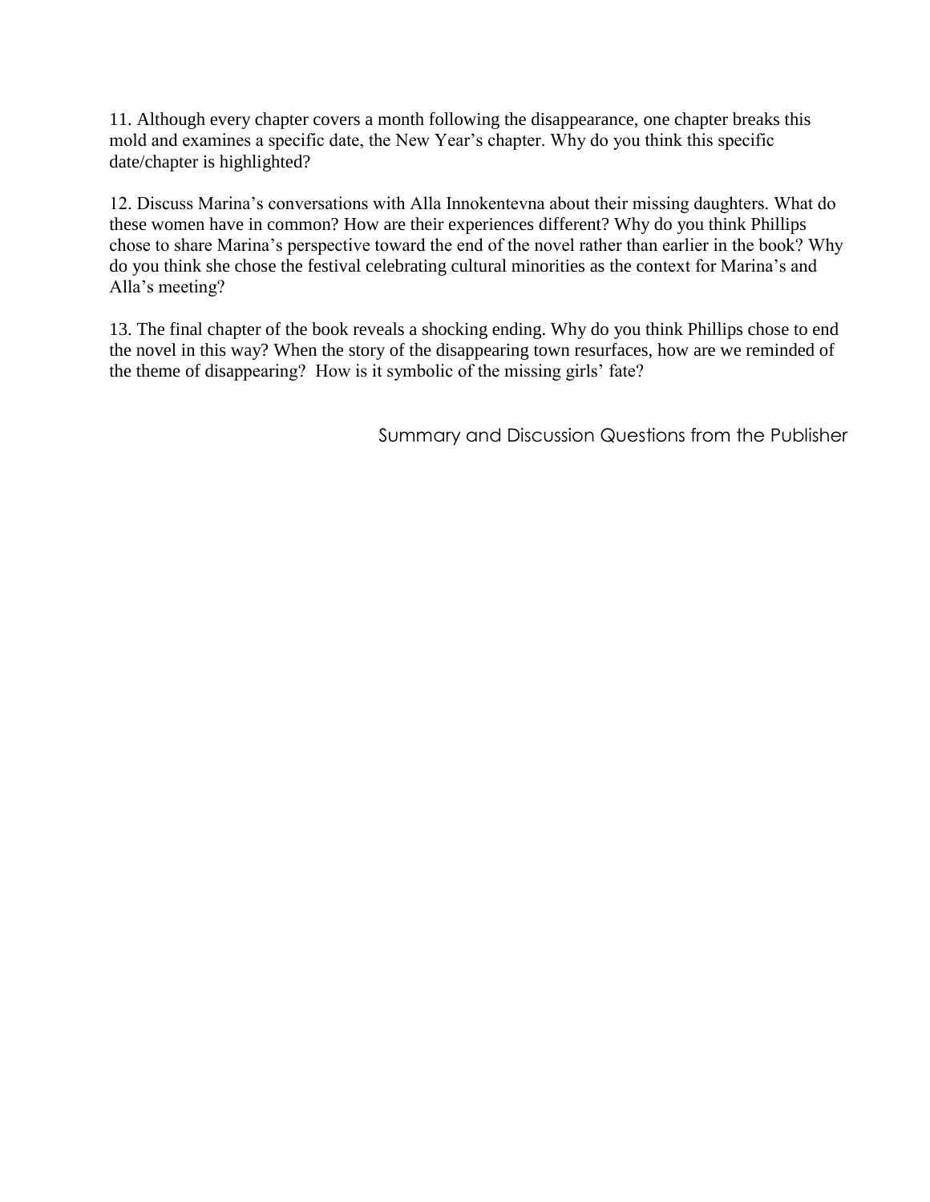11. Although every chapter covers a month following the disappearance, one chapter breaks this mold and examines a specific date, the New Year's chapter. Why do you think this specific date/chapter is highlighted?

12. Discuss Marina's conversations with Alla Innokentevna about their missing daughters. What do these women have in common? How are their experiences different? Why do you think Phillips chose to share Marina's perspective toward the end of the novel rather than earlier in the book? Why do you think she chose the festival celebrating cultural minorities as the context for Marina's and Alla's meeting?

13. The final chapter of the book reveals a shocking ending. Why do you think Phillips chose to end the novel in this way? When the story of the disappearing town resurfaces, how are we reminded of the theme of disappearing? How is it symbolic of the missing girls' fate?

Summary and Discussion Questions from the Publisher